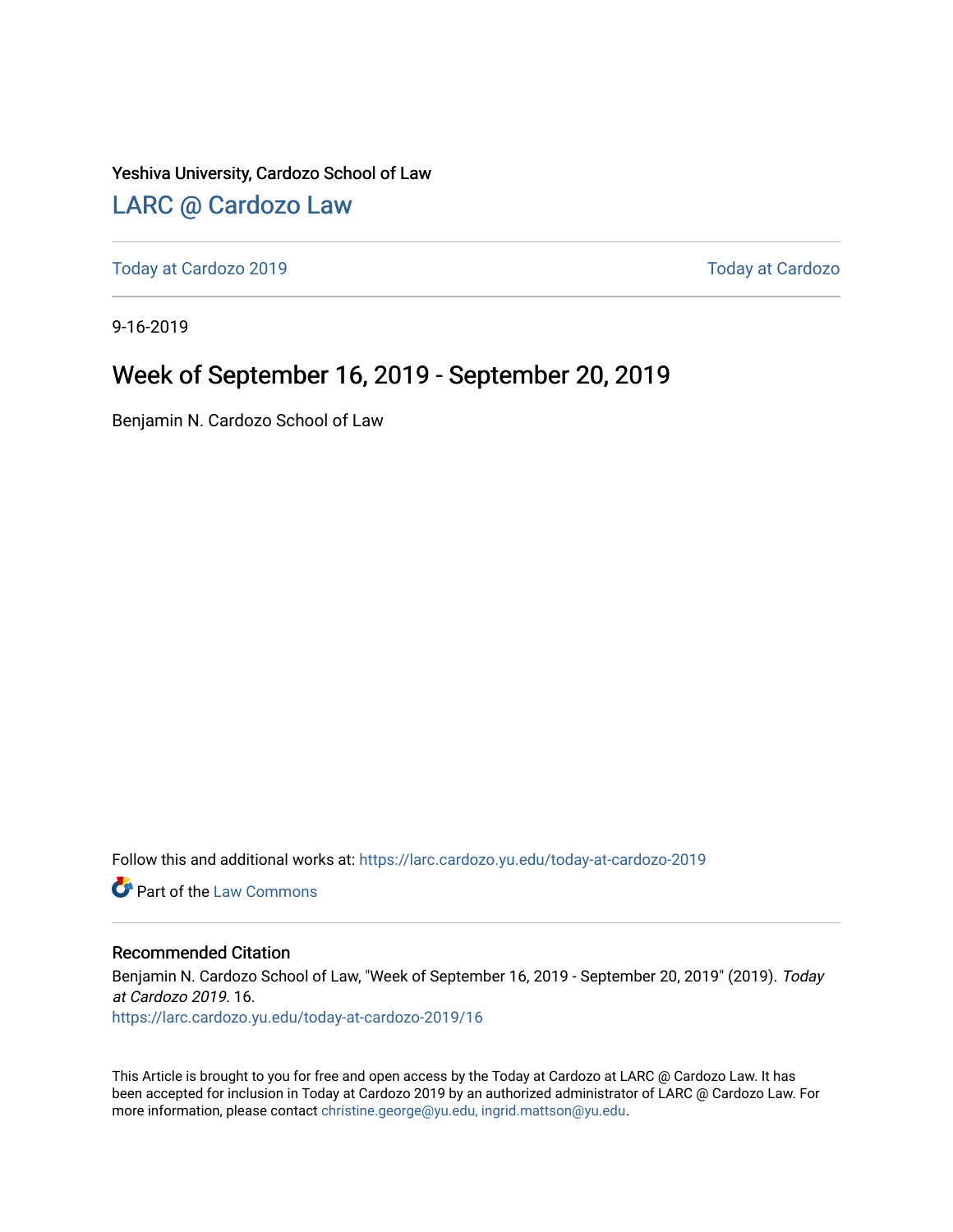Yeshiva University, Cardozo School of Law

[LARC @ Cardozo Law](https://larc.cardozo.yu.edu/)

[Today at Cardozo 2019](https://larc.cardozo.yu.edu/today-at-cardozo-2019) | [Today at Cardozo](https://larc.cardozo.yu.edu/today-at-cardozo)

9-16-2019

# Week of September 16, 2019 - September 20, 2019

Benjamin N. Cardozo School of Law

Follow this and additional works at: https://larc.cardozo.yu.edu/today-at-cardozo-2019

Part of the Law Commons

## Recommended Citation

Benjamin N. Cardozo School of Law, "Week of September 16, 2019 - September 20, 2019" (2019). *Today at Cardozo 2019*. 16.
https://larc.cardozo.yu.edu/today-at-cardozo-2019/16

This Article is brought to you for free and open access by the Today at Cardozo at LARC @ Cardozo Law. It has been accepted for inclusion in Today at Cardozo 2019 by an authorized administrator of LARC @ Cardozo Law. For more information, please contact christine.george@yu.edu, ingrid.mattson@yu.edu.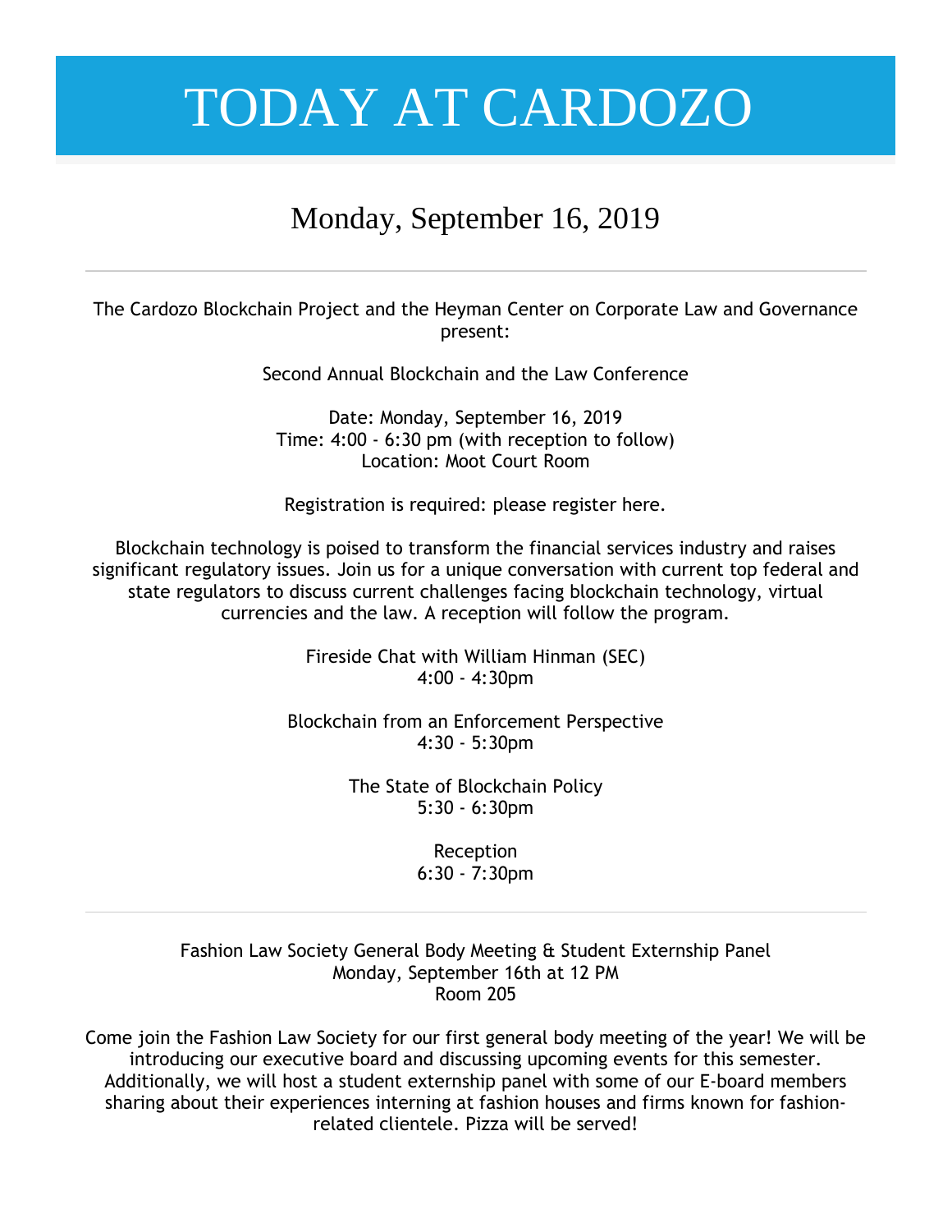# TODAY AT CARDOZO

## Monday, September 16, 2019

---

The Cardozo Blockchain Project and the Heyman Center on Corporate Law and Governance present:

Second Annual Blockchain and the Law Conference

Date: Monday, September 16, 2019
Time: 4:00 - 6:30 pm (with reception to follow)
Location: Moot Court Room

Registration is required: please register here.

Blockchain technology is poised to transform the financial services industry and raises significant regulatory issues. Join us for a unique conversation with current top federal and state regulators to discuss current challenges facing blockchain technology, virtual currencies and the law. A reception will follow the program.

Fireside Chat with William Hinman (SEC)
4:00 - 4:30pm

Blockchain from an Enforcement Perspective
4:30 - 5:30pm

The State of Blockchain Policy
5:30 - 6:30pm

Reception
6:30 - 7:30pm

---

Fashion Law Society General Body Meeting & Student Externship Panel
Monday, September 16th at 12 PM
Room 205

Come join the Fashion Law Society for our first general body meeting of the year! We will be introducing our executive board and discussing upcoming events for this semester. Additionally, we will host a student externship panel with some of our E-board members sharing about their experiences interning at fashion houses and firms known for fashion-related clientele. Pizza will be served!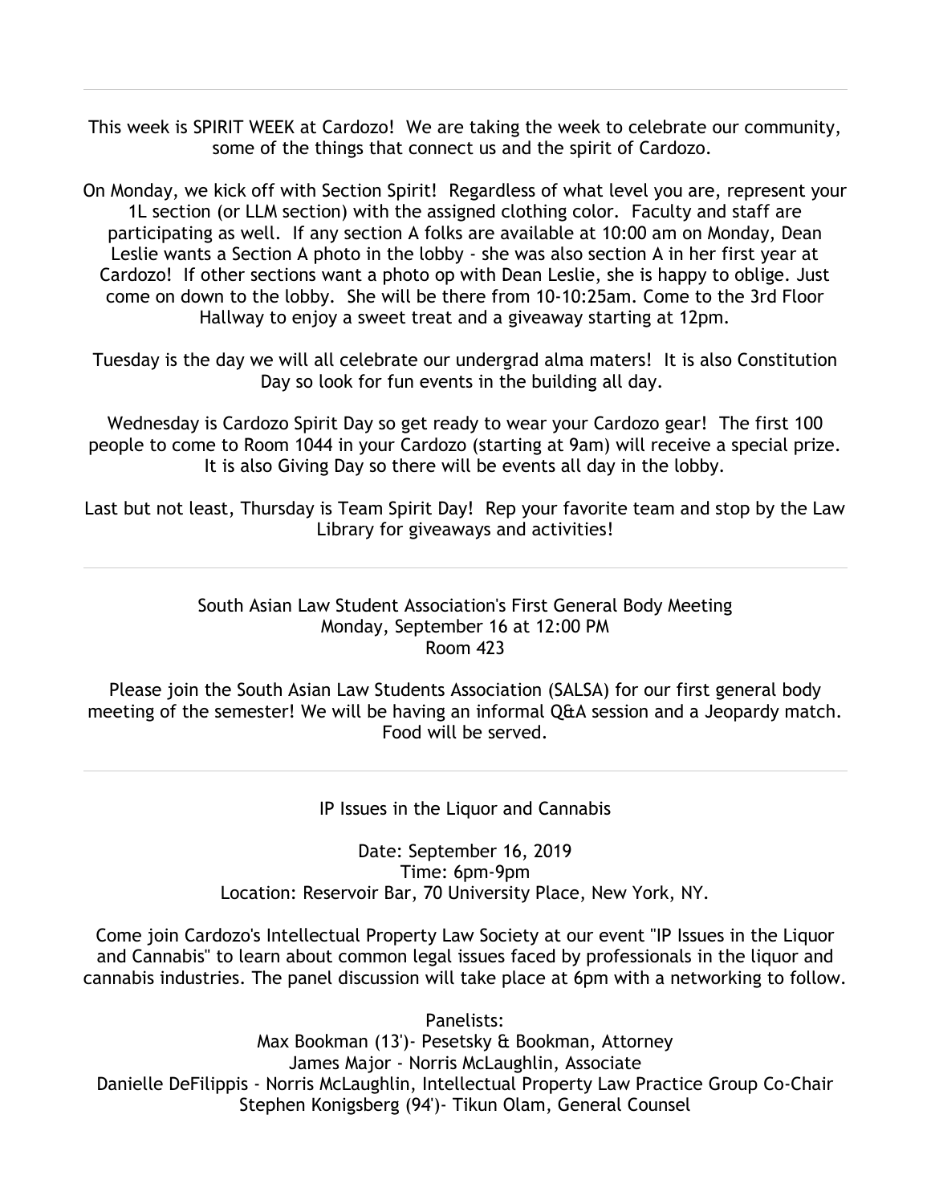---

This week is SPIRIT WEEK at Cardozo! We are taking the week to celebrate our community, some of the things that connect us and the spirit of Cardozo.

On Monday, we kick off with Section Spirit! Regardless of what level you are, represent your 1L section (or LLM section) with the assigned clothing color. Faculty and staff are participating as well. If any section A folks are available at 10:00 am on Monday, Dean Leslie wants a Section A photo in the lobby - she was also section A in her first year at Cardozo! If other sections want a photo op with Dean Leslie, she is happy to oblige. Just come on down to the lobby. She will be there from 10-10:25am. Come to the 3rd Floor Hallway to enjoy a sweet treat and a giveaway starting at 12pm.

Tuesday is the day we will all celebrate our undergrad alma maters! It is also Constitution Day so look for fun events in the building all day.

Wednesday is Cardozo Spirit Day so get ready to wear your Cardozo gear! The first 100 people to come to Room 1044 in your Cardozo (starting at 9am) will receive a special prize. It is also Giving Day so there will be events all day in the lobby.

Last but not least, Thursday is Team Spirit Day! Rep your favorite team and stop by the Law Library for giveaways and activities!

---

South Asian Law Student Association's First General Body Meeting
Monday, September 16 at 12:00 PM
Room 423

Please join the South Asian Law Students Association (SALSA) for our first general body meeting of the semester! We will be having an informal Q&A session and a Jeopardy match. Food will be served.

---

IP Issues in the Liquor and Cannabis

Date: September 16, 2019
Time: 6pm-9pm
Location: Reservoir Bar, 70 University Place, New York, NY.

Come join Cardozo's Intellectual Property Law Society at our event "IP Issues in the Liquor and Cannabis" to learn about common legal issues faced by professionals in the liquor and cannabis industries. The panel discussion will take place at 6pm with a networking to follow.

Panelists:
Max Bookman (13')- Pesetsky & Bookman, Attorney
James Major - Norris McLaughlin, Associate
Danielle DeFilippis - Norris McLaughlin, Intellectual Property Law Practice Group Co-Chair
Stephen Konigsberg (94')- Tikun Olam, General Counsel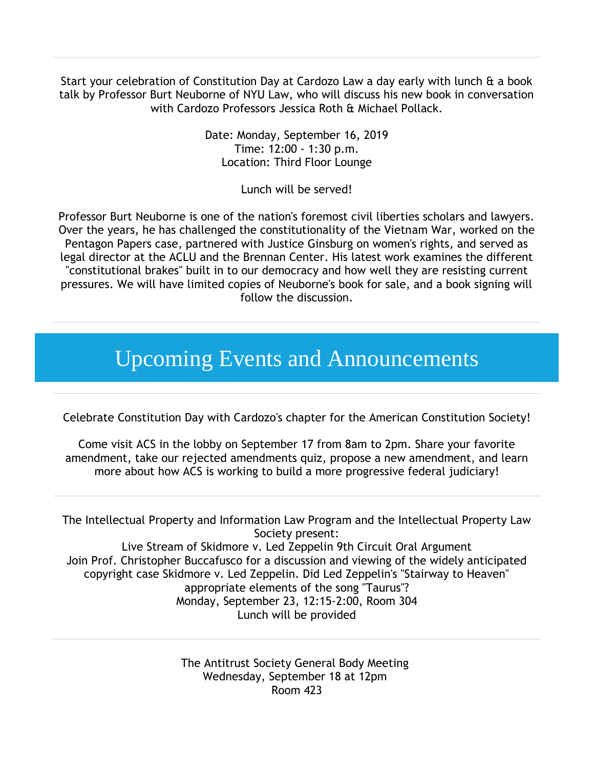---

Start your celebration of Constitution Day at Cardozo Law a day early with lunch & a book talk by Professor Burt Neuborne of NYU Law, who will discuss his new book in conversation with Cardozo Professors Jessica Roth & Michael Pollack.

Date: Monday, September 16, 2019
Time: 12:00 - 1:30 p.m.
Location: Third Floor Lounge

Lunch will be served!

Professor Burt Neuborne is one of the nation's foremost civil liberties scholars and lawyers. Over the years, he has challenged the constitutionality of the Vietnam War, worked on the Pentagon Papers case, partnered with Justice Ginsburg on women's rights, and served as legal director at the ACLU and the Brennan Center. His latest work examines the different "constitutional brakes" built in to our democracy and how well they are resisting current pressures. We will have limited copies of Neuborne's book for sale, and a book signing will follow the discussion.

---

# Upcoming Events and Announcements

---

Celebrate Constitution Day with Cardozo's chapter for the American Constitution Society!

Come visit ACS in the lobby on September 17 from 8am to 2pm. Share your favorite amendment, take our rejected amendments quiz, propose a new amendment, and learn more about how ACS is working to build a more progressive federal judiciary!

---

The Intellectual Property and Information Law Program and the Intellectual Property Law Society present:
Live Stream of Skidmore v. Led Zeppelin 9th Circuit Oral Argument
Join Prof. Christopher Buccafusco for a discussion and viewing of the widely anticipated copyright case Skidmore v. Led Zeppelin. Did Led Zeppelin's "Stairway to Heaven" appropriate elements of the song "Taurus"?
Monday, September 23, 12:15-2:00, Room 304
Lunch will be provided

---

The Antitrust Society General Body Meeting
Wednesday, September 18 at 12pm
Room 423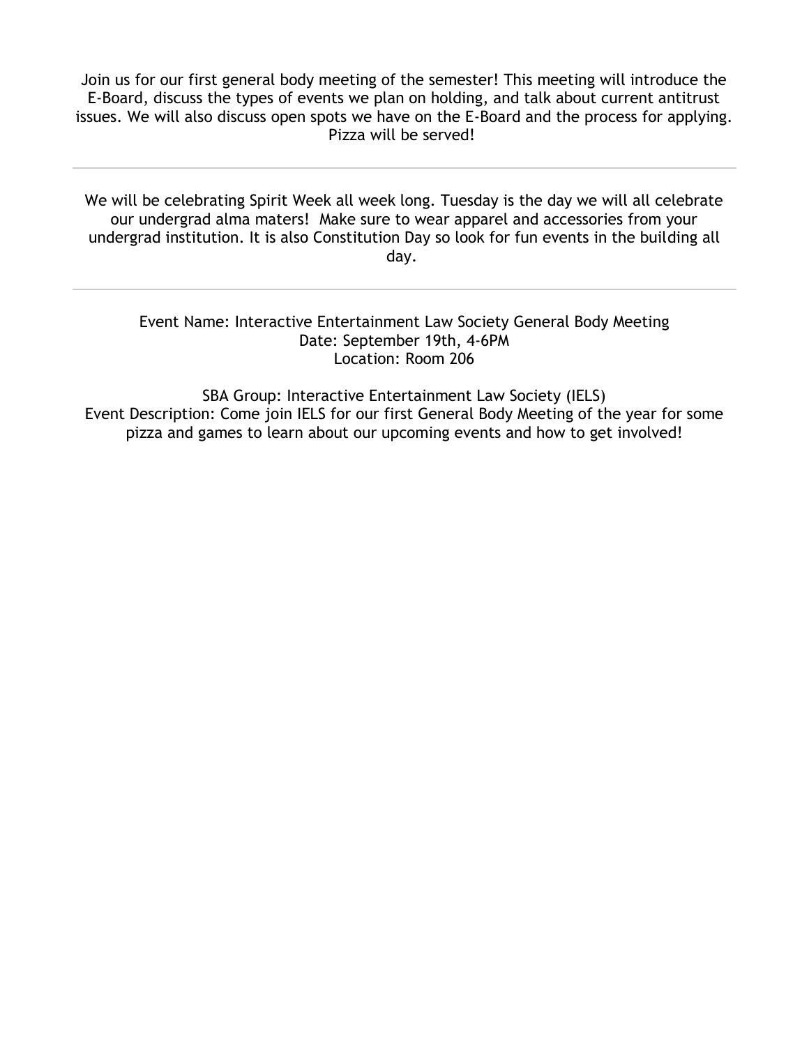Join us for our first general body meeting of the semester! This meeting will introduce the E-Board, discuss the types of events we plan on holding, and talk about current antitrust issues. We will also discuss open spots we have on the E-Board and the process for applying. Pizza will be served!

---

We will be celebrating Spirit Week all week long. Tuesday is the day we will all celebrate our undergrad alma maters! Make sure to wear apparel and accessories from your undergrad institution. It is also Constitution Day so look for fun events in the building all day.

---

Event Name: Interactive Entertainment Law Society General Body Meeting
Date: September 19th, 4-6PM
Location: Room 206

SBA Group: Interactive Entertainment Law Society (IELS)
Event Description: Come join IELS for our first General Body Meeting of the year for some pizza and games to learn about our upcoming events and how to get involved!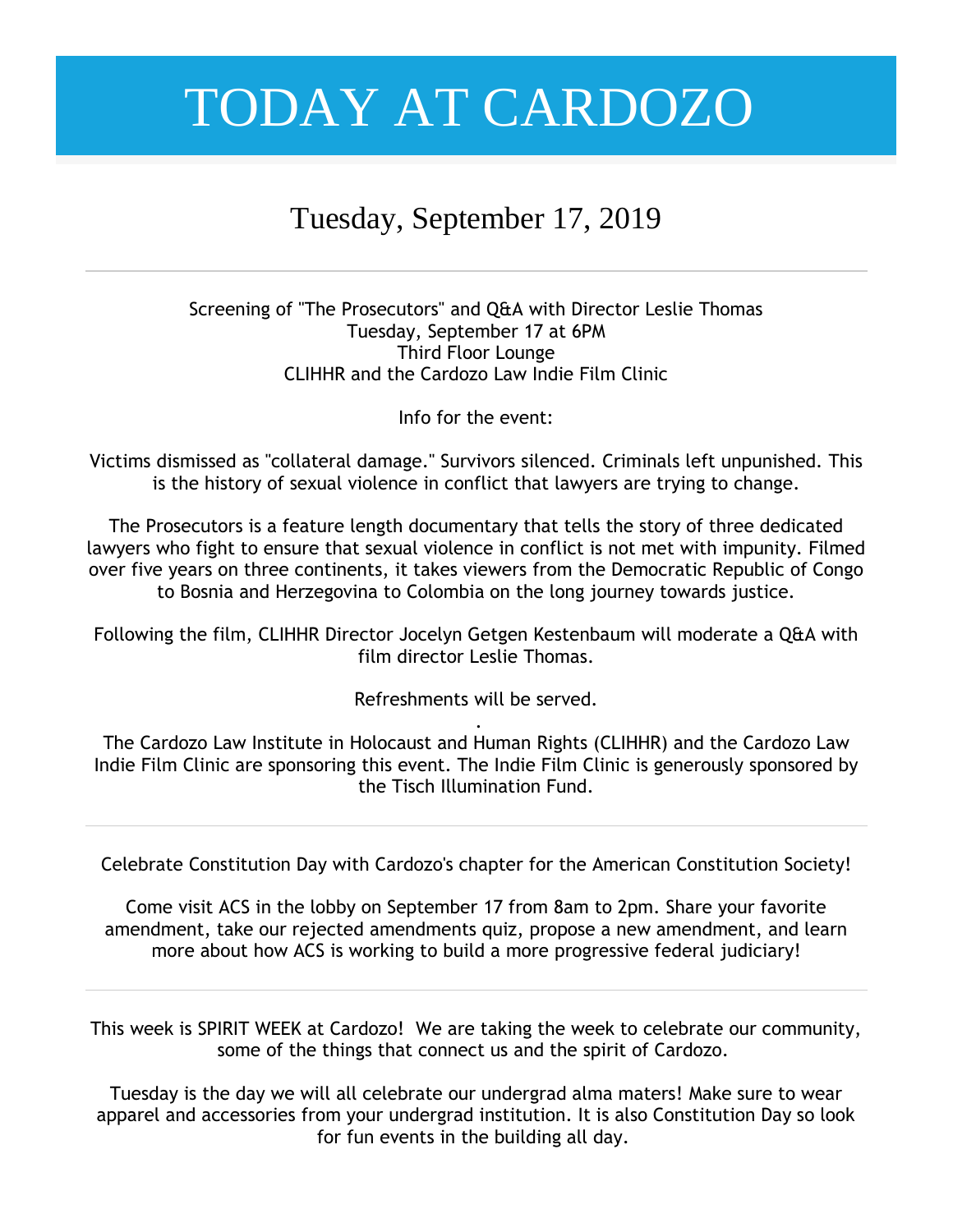# TODAY AT CARDOZO

## Tuesday, September 17, 2019

---

Screening of "The Prosecutors" and Q&A with Director Leslie Thomas
Tuesday, September 17 at 6PM
Third Floor Lounge
CLIHHR and the Cardozo Law Indie Film Clinic

Info for the event:

Victims dismissed as "collateral damage." Survivors silenced. Criminals left unpunished. This is the history of sexual violence in conflict that lawyers are trying to change.

The Prosecutors is a feature length documentary that tells the story of three dedicated lawyers who fight to ensure that sexual violence in conflict is not met with impunity. Filmed over five years on three continents, it takes viewers from the Democratic Republic of Congo to Bosnia and Herzegovina to Colombia on the long journey towards justice.

Following the film, CLIHHR Director Jocelyn Getgen Kestenbaum will moderate a Q&A with film director Leslie Thomas.

Refreshments will be served.

.

The Cardozo Law Institute in Holocaust and Human Rights (CLIHHR) and the Cardozo Law Indie Film Clinic are sponsoring this event. The Indie Film Clinic is generously sponsored by the Tisch Illumination Fund.

---

Celebrate Constitution Day with Cardozo's chapter for the American Constitution Society!

Come visit ACS in the lobby on September 17 from 8am to 2pm. Share your favorite amendment, take our rejected amendments quiz, propose a new amendment, and learn more about how ACS is working to build a more progressive federal judiciary!

---

This week is SPIRIT WEEK at Cardozo! We are taking the week to celebrate our community, some of the things that connect us and the spirit of Cardozo.

Tuesday is the day we will all celebrate our undergrad alma maters! Make sure to wear apparel and accessories from your undergrad institution. It is also Constitution Day so look for fun events in the building all day.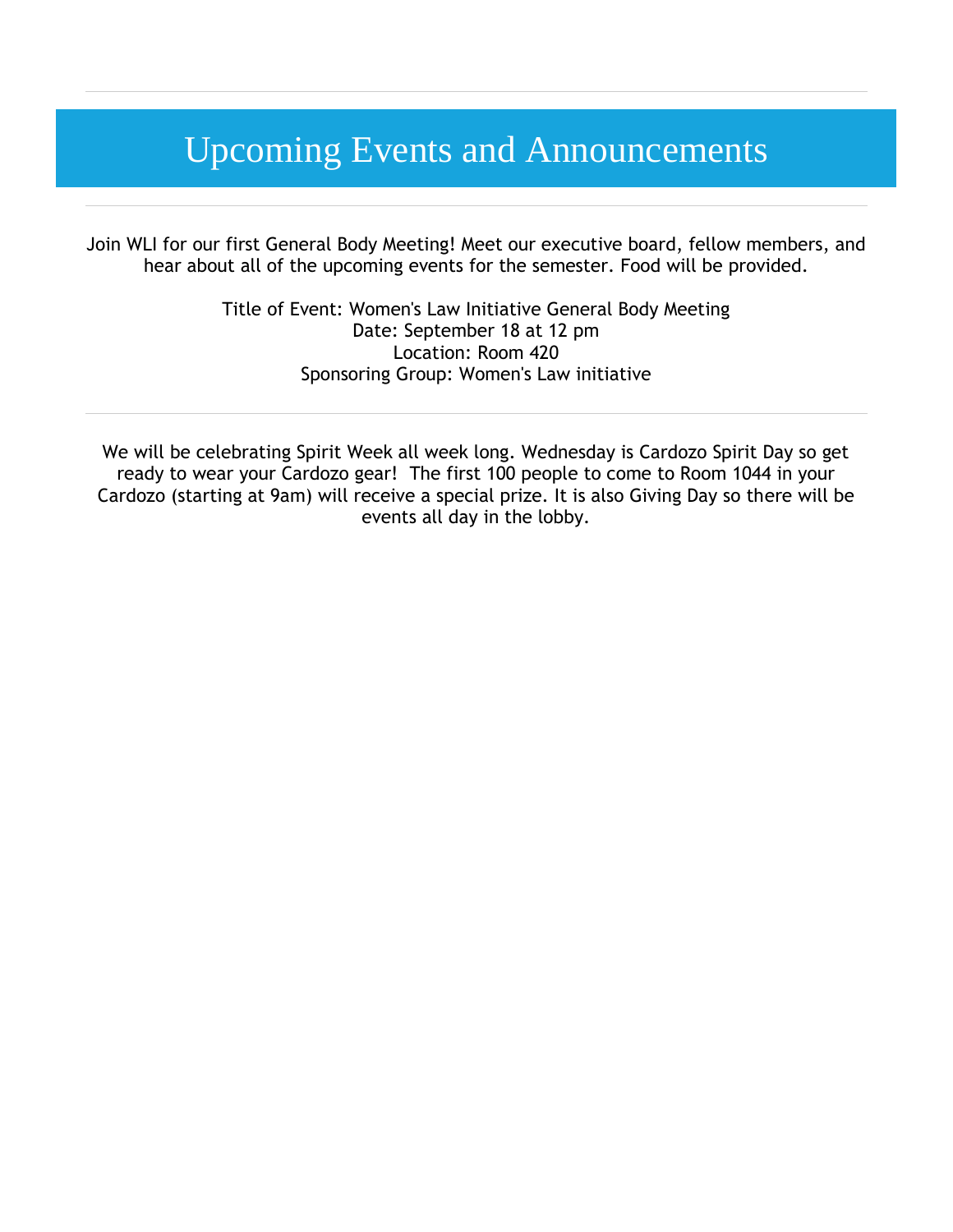# Upcoming Events and Announcements

---

Join WLI for our first General Body Meeting! Meet our executive board, fellow members, and hear about all of the upcoming events for the semester. Food will be provided.

Title of Event: Women's Law Initiative General Body Meeting
Date: September 18 at 12 pm
Location: Room 420
Sponsoring Group: Women's Law initiative

---

We will be celebrating Spirit Week all week long. Wednesday is Cardozo Spirit Day so get ready to wear your Cardozo gear! The first 100 people to come to Room 1044 in your Cardozo (starting at 9am) will receive a special prize. It is also Giving Day so there will be events all day in the lobby.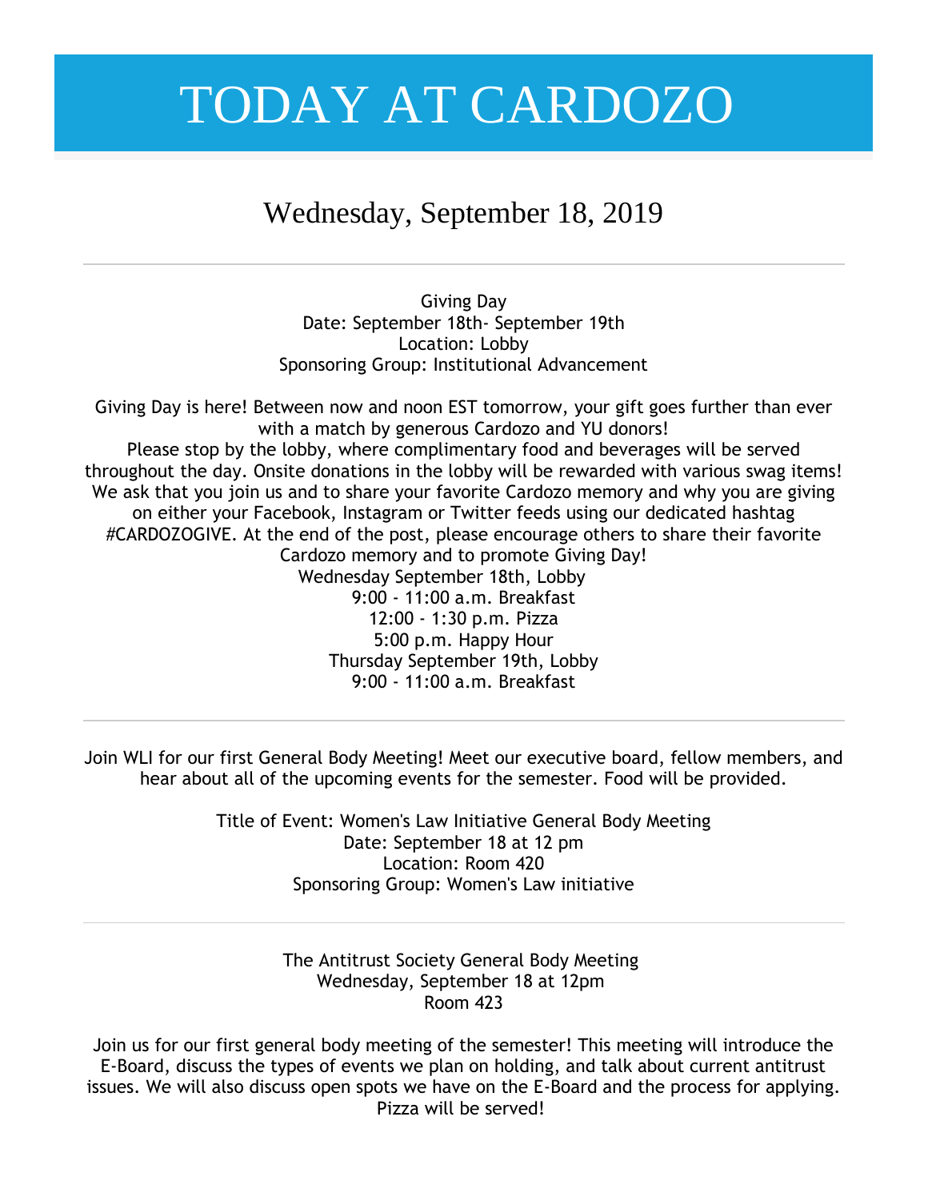# TODAY AT CARDOZO

## Wednesday, September 18, 2019

---

Giving Day
Date: September 18th- September 19th
Location: Lobby
Sponsoring Group: Institutional Advancement

Giving Day is here! Between now and noon EST tomorrow, your gift goes further than ever with a match by generous Cardozo and YU donors!
Please stop by the lobby, where complimentary food and beverages will be served throughout the day. Onsite donations in the lobby will be rewarded with various swag items! We ask that you join us and to share your favorite Cardozo memory and why you are giving on either your Facebook, Instagram or Twitter feeds using our dedicated hashtag #CARDOZOGIVE. At the end of the post, please encourage others to share their favorite Cardozo memory and to promote Giving Day!
Wednesday September 18th, Lobby
9:00 - 11:00 a.m. Breakfast
12:00 - 1:30 p.m. Pizza
5:00 p.m. Happy Hour
Thursday September 19th, Lobby
9:00 - 11:00 a.m. Breakfast

---

Join WLI for our first General Body Meeting! Meet our executive board, fellow members, and hear about all of the upcoming events for the semester. Food will be provided.

Title of Event: Women's Law Initiative General Body Meeting
Date: September 18 at 12 pm
Location: Room 420
Sponsoring Group: Women's Law initiative

---

The Antitrust Society General Body Meeting
Wednesday, September 18 at 12pm
Room 423

Join us for our first general body meeting of the semester! This meeting will introduce the E-Board, discuss the types of events we plan on holding, and talk about current antitrust issues. We will also discuss open spots we have on the E-Board and the process for applying. Pizza will be served!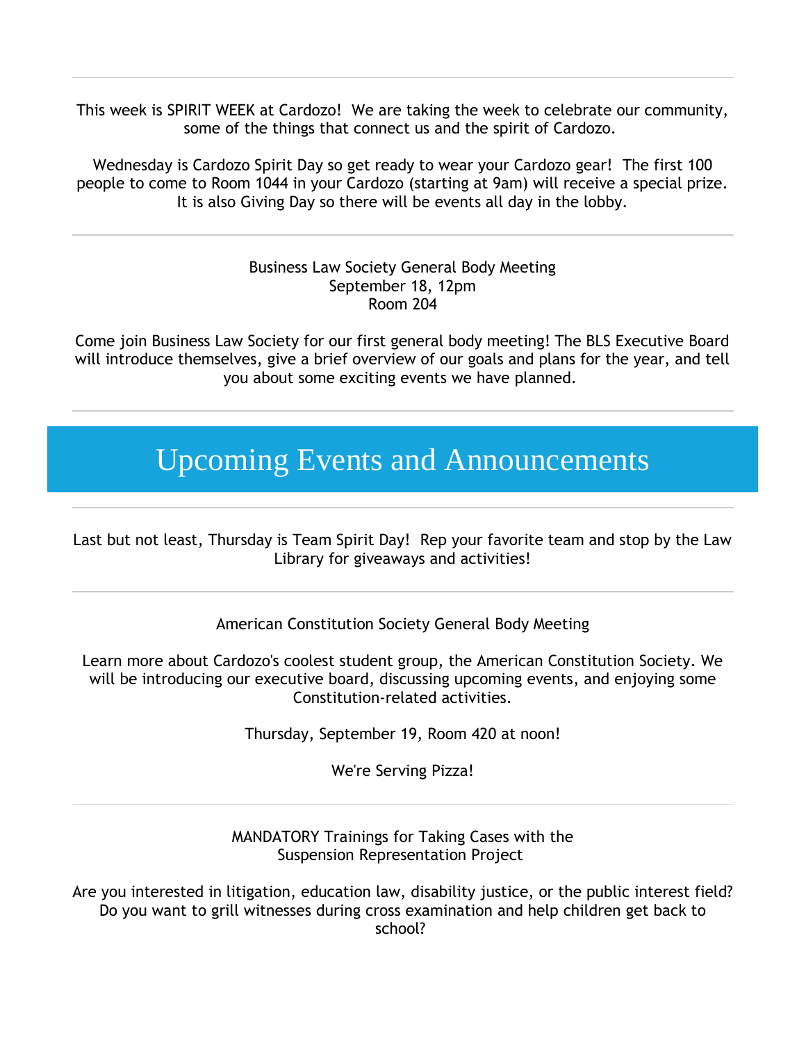---

This week is SPIRIT WEEK at Cardozo! We are taking the week to celebrate our community, some of the things that connect us and the spirit of Cardozo.

Wednesday is Cardozo Spirit Day so get ready to wear your Cardozo gear! The first 100 people to come to Room 1044 in your Cardozo (starting at 9am) will receive a special prize. It is also Giving Day so there will be events all day in the lobby.

---

Business Law Society General Body Meeting
September 18, 12pm
Room 204

Come join Business Law Society for our first general body meeting! The BLS Executive Board will introduce themselves, give a brief overview of our goals and plans for the year, and tell you about some exciting events we have planned.

---

# Upcoming Events and Announcements

---

Last but not least, Thursday is Team Spirit Day! Rep your favorite team and stop by the Law Library for giveaways and activities!

---

American Constitution Society General Body Meeting

Learn more about Cardozo's coolest student group, the American Constitution Society. We will be introducing our executive board, discussing upcoming events, and enjoying some Constitution-related activities.

Thursday, September 19, Room 420 at noon!

We're Serving Pizza!

---

MANDATORY Trainings for Taking Cases with the
Suspension Representation Project

Are you interested in litigation, education law, disability justice, or the public interest field? Do you want to grill witnesses during cross examination and help children get back to school?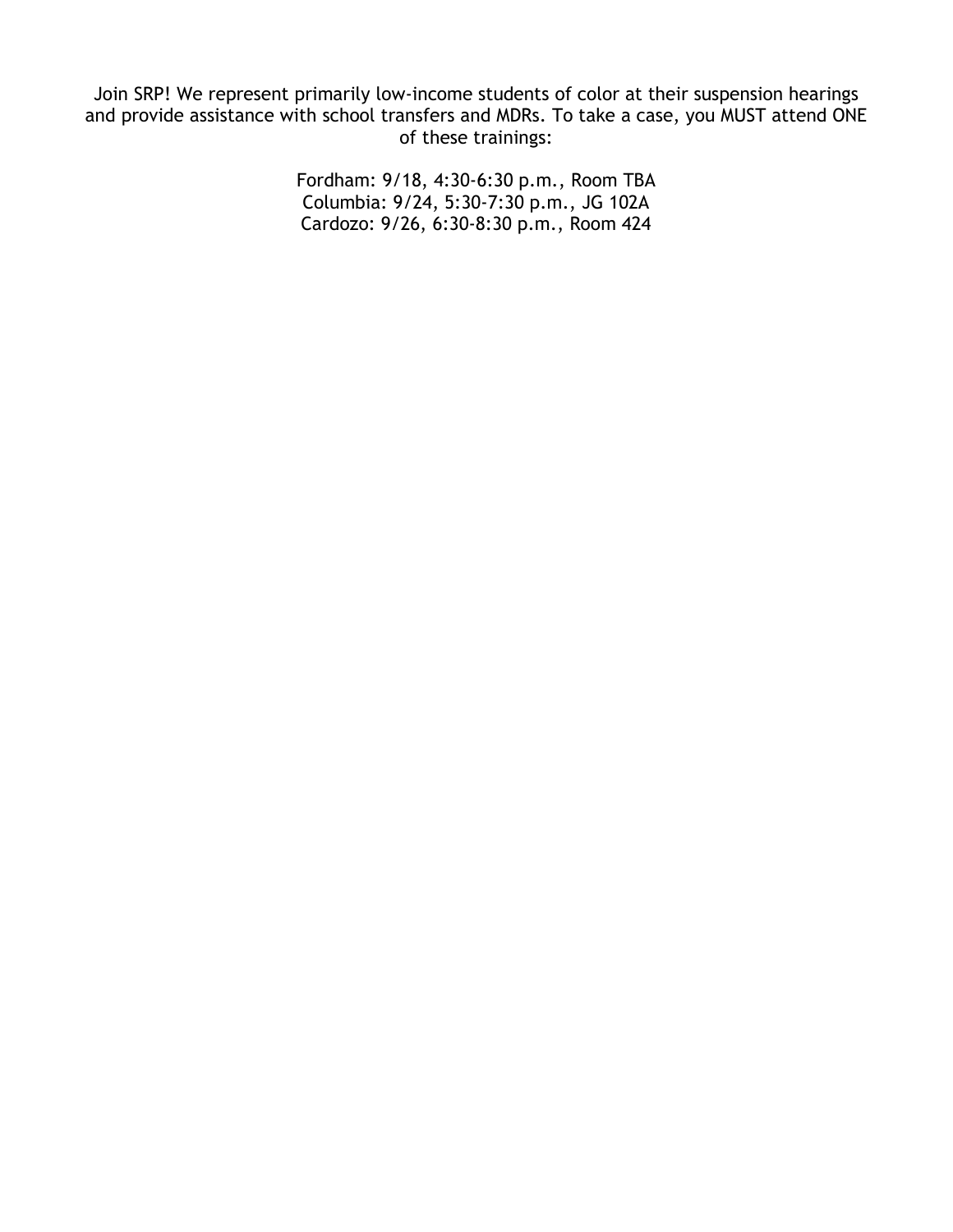Join SRP! We represent primarily low-income students of color at their suspension hearings and provide assistance with school transfers and MDRs. To take a case, you MUST attend ONE of these trainings:

Fordham: 9/18, 4:30-6:30 p.m., Room TBA
Columbia: 9/24, 5:30-7:30 p.m., JG 102A
Cardozo: 9/26, 6:30-8:30 p.m., Room 424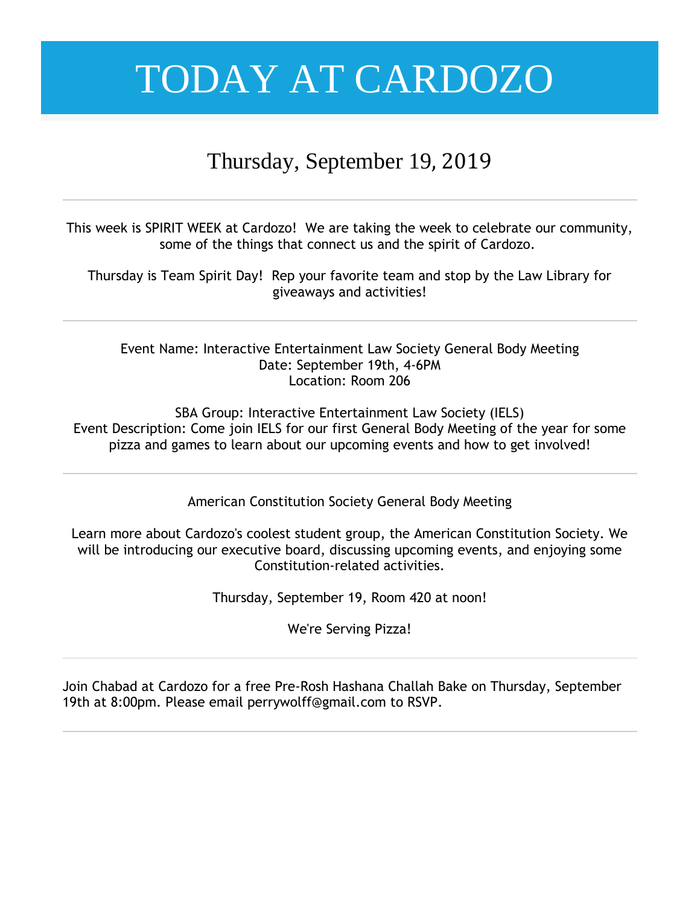# TODAY AT CARDOZO

## Thursday, September 19, 2019

---

This week is SPIRIT WEEK at Cardozo! We are taking the week to celebrate our community, some of the things that connect us and the spirit of Cardozo.

Thursday is Team Spirit Day! Rep your favorite team and stop by the Law Library for giveaways and activities!

---

Event Name: Interactive Entertainment Law Society General Body Meeting
Date: September 19th, 4-6PM
Location: Room 206

SBA Group: Interactive Entertainment Law Society (IELS)
Event Description: Come join IELS for our first General Body Meeting of the year for some pizza and games to learn about our upcoming events and how to get involved!

---

American Constitution Society General Body Meeting

Learn more about Cardozo's coolest student group, the American Constitution Society. We will be introducing our executive board, discussing upcoming events, and enjoying some Constitution-related activities.

Thursday, September 19, Room 420 at noon!

We're Serving Pizza!

---

Join Chabad at Cardozo for a free Pre-Rosh Hashana Challah Bake on Thursday, September 19th at 8:00pm. Please email perrywolff@gmail.com to RSVP.

---